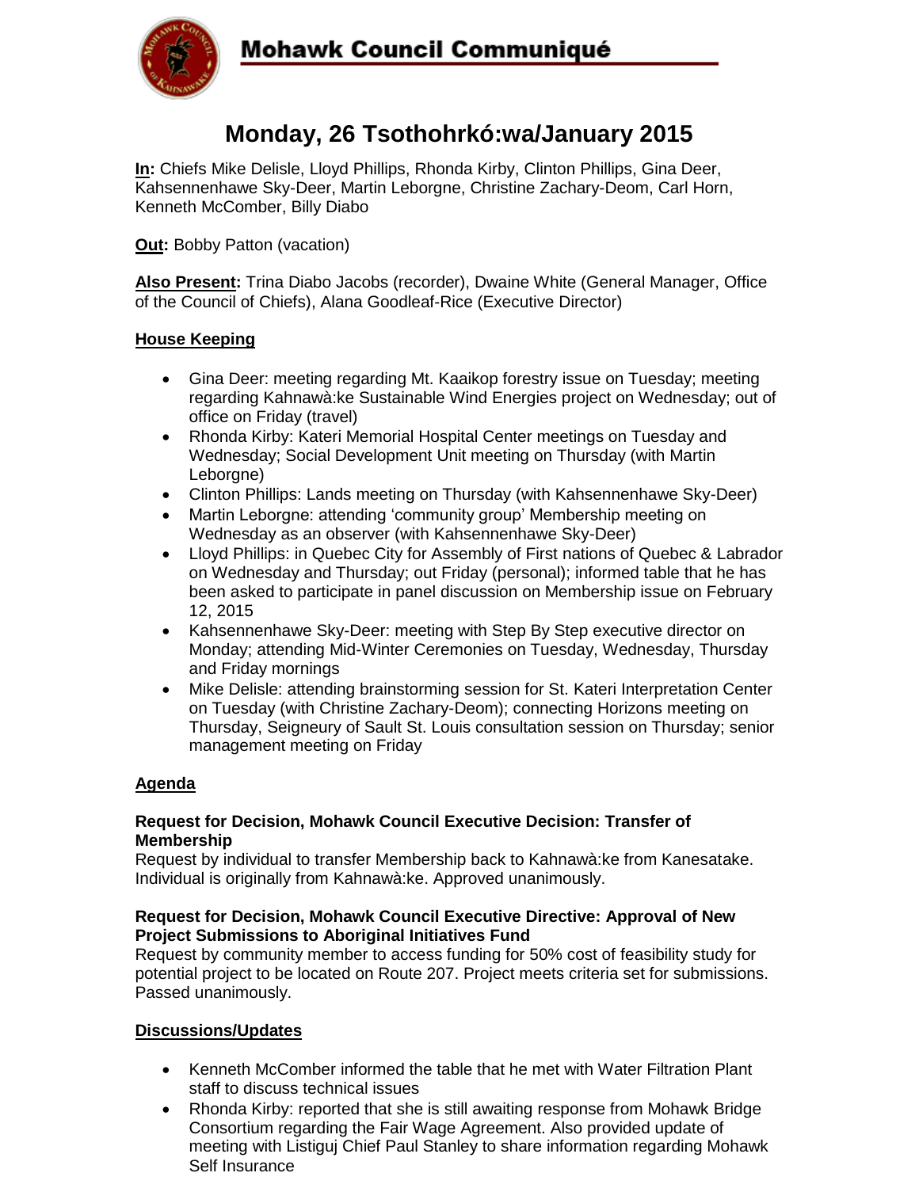# Mohawk Council Communiqué

## Monday, 26 Tsothohrkó:wa/January 2015

**In:** Chiefs Mike Delisle, Lloyd Phillips, Rhonda Kirby, Clinton Phillips, Gina Deer, Kahsennenhawe Sky-Deer, Martin Leborgne, Christine Zachary-Deom, Carl Horn, Kenneth McComber, Billy Diabo

**Out:** Bobby Patton (vacation)

**Also Present:** Trina Diabo Jacobs (recorder), Dwaine White (General Manager, Office of the Council of Chiefs), Alana Goodleaf-Rice (Executive Director)

### House Keeping

- Gina Deer: meeting regarding Mt. Kaaikop forestry issue on Tuesday; meeting regarding Kahnawà:ke Sustainable Wind Energies project on Wednesday; out of office on Friday (travel)
- Rhonda Kirby: Kateri Memorial Hospital Center meetings on Tuesday and Wednesday; Social Development Unit meeting on Thursday (with Martin Leborgne)
- Clinton Phillips: Lands meeting on Thursday (with Kahsennenhawe Sky-Deer)
- Martin Leborgne: attending 'community group' Membership meeting on Wednesday as an observer (with Kahsennenhawe Sky-Deer)
- Lloyd Phillips: in Quebec City for Assembly of First nations of Quebec & Labrador on Wednesday and Thursday; out Friday (personal); informed table that he has been asked to participate in panel discussion on Membership issue on February 12, 2015
- Kahsennenhawe Sky-Deer: meeting with Step By Step executive director on Monday; attending Mid-Winter Ceremonies on Tuesday, Wednesday, Thursday and Friday mornings
- Mike Delisle: attending brainstorming session for St. Kateri Interpretation Center on Tuesday (with Christine Zachary-Deom); connecting Horizons meeting on Thursday, Seigneury of Sault St. Louis consultation session on Thursday; senior management meeting on Friday

### Agenda

**Request for Decision, Mohawk Council Executive Decision: Transfer of Membership**
Request by individual to transfer Membership back to Kahnawà:ke from Kanesatake. Individual is originally from Kahnawà:ke. Approved unanimously.

**Request for Decision, Mohawk Council Executive Directive: Approval of New Project Submissions to Aboriginal Initiatives Fund**
Request by community member to access funding for 50% cost of feasibility study for potential project to be located on Route 207. Project meets criteria set for submissions. Passed unanimously.

### Discussions/Updates

- Kenneth McComber informed the table that he met with Water Filtration Plant staff to discuss technical issues
- Rhonda Kirby: reported that she is still awaiting response from Mohawk Bridge Consortium regarding the Fair Wage Agreement. Also provided update of meeting with Listiguj Chief Paul Stanley to share information regarding Mohawk Self Insurance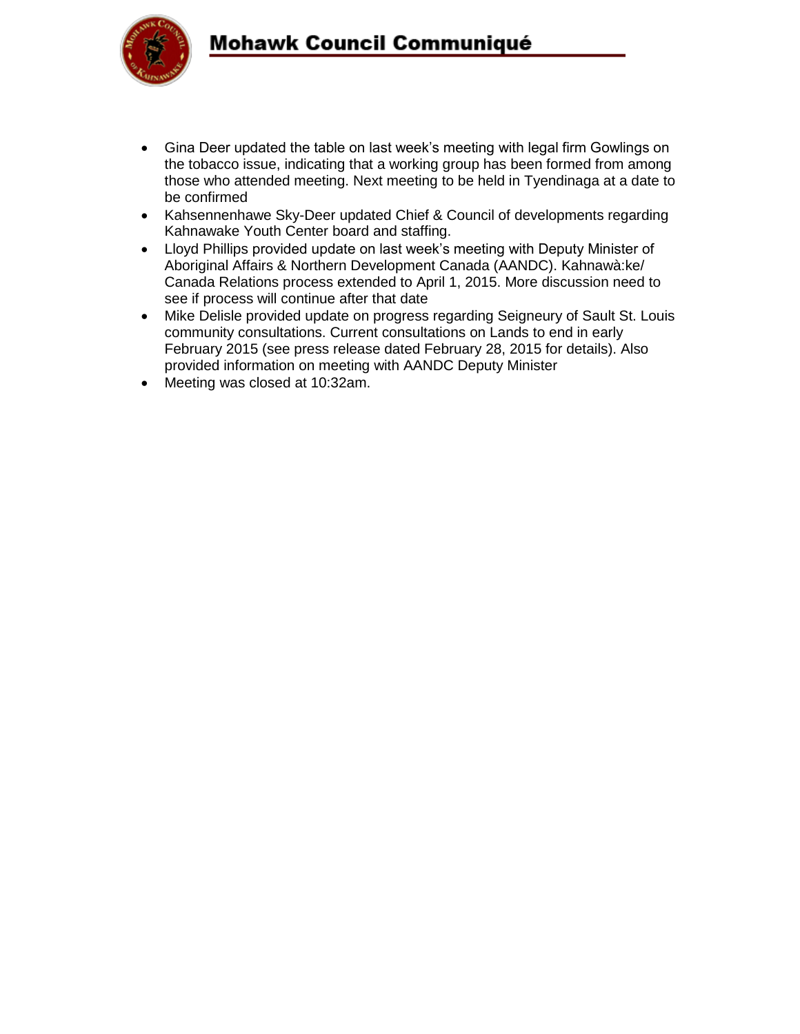- Gina Deer updated the table on last week's meeting with legal firm Gowlings on the tobacco issue, indicating that a working group has been formed from among those who attended meeting. Next meeting to be held in Tyendinaga at a date to be confirmed
- Kahsennenhawe Sky-Deer updated Chief & Council of developments regarding Kahnawake Youth Center board and staffing.
- Lloyd Phillips provided update on last week's meeting with Deputy Minister of Aboriginal Affairs & Northern Development Canada (AANDC). Kahnawà:ke/ Canada Relations process extended to April 1, 2015. More discussion need to see if process will continue after that date
- Mike Delisle provided update on progress regarding Seigneury of Sault St. Louis community consultations. Current consultations on Lands to end in early February 2015 (see press release dated February 28, 2015 for details). Also provided information on meeting with AANDC Deputy Minister
- Meeting was closed at 10:32am.